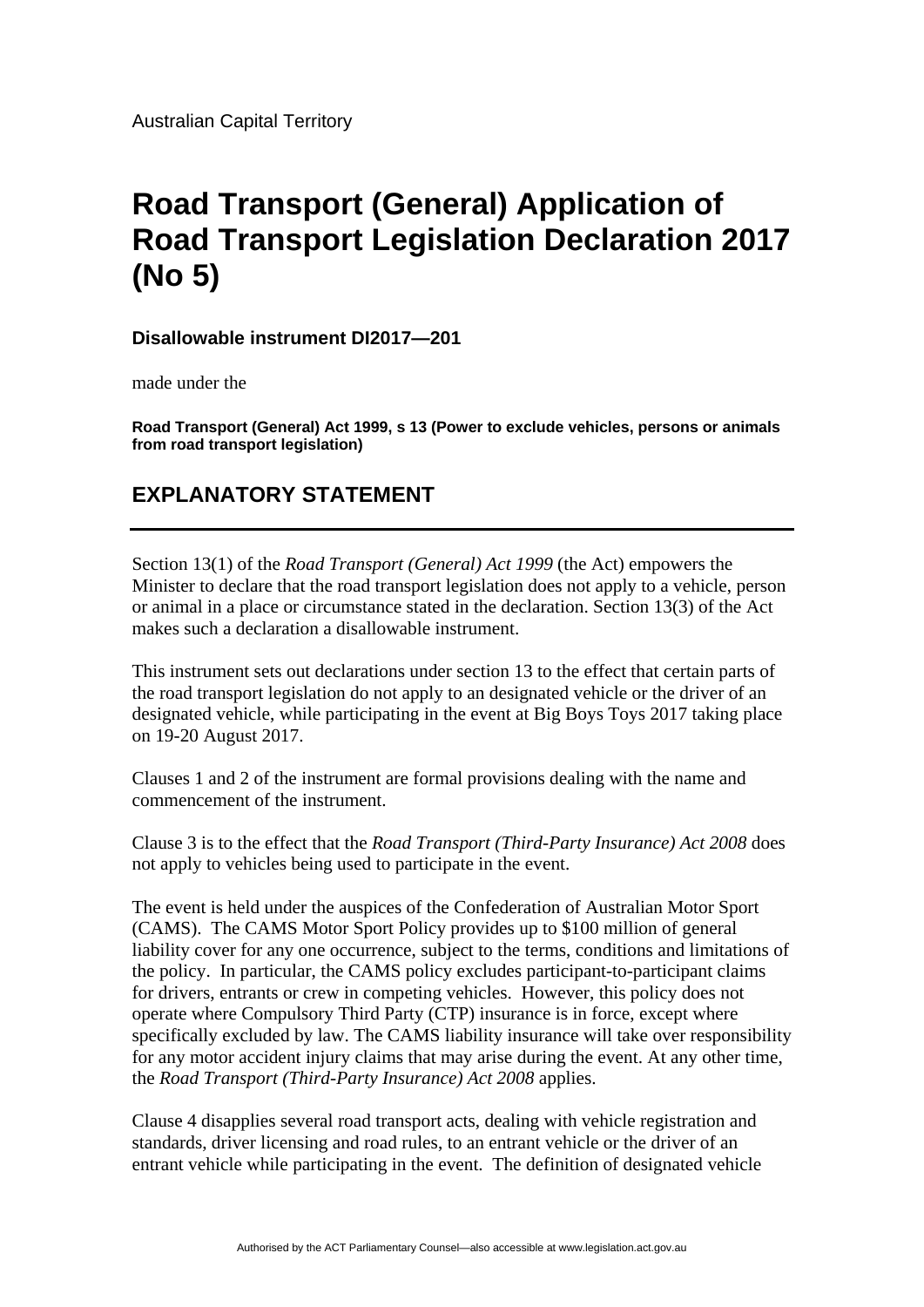Australian Capital Territory

# Road Transport (General) Application of Road Transport Legislation Declaration 2017 (No 5)

**Disallowable instrument DI2017—201**

made under the

**Road Transport (General) Act 1999, s 13 (Power to exclude vehicles, persons or animals from road transport legislation)**

## EXPLANATORY STATEMENT

Section 13(1) of the *Road Transport (General) Act 1999* (the Act) empowers the Minister to declare that the road transport legislation does not apply to a vehicle, person or animal in a place or circumstance stated in the declaration. Section 13(3) of the Act makes such a declaration a disallowable instrument.

This instrument sets out declarations under section 13 to the effect that certain parts of the road transport legislation do not apply to an designated vehicle or the driver of an designated vehicle, while participating in the event at Big Boys Toys 2017 taking place on 19-20 August 2017.

Clauses 1 and 2 of the instrument are formal provisions dealing with the name and commencement of the instrument.

Clause 3 is to the effect that the *Road Transport (Third-Party Insurance) Act 2008* does not apply to vehicles being used to participate in the event.

The event is held under the auspices of the Confederation of Australian Motor Sport (CAMS). The CAMS Motor Sport Policy provides up to $100 million of general liability cover for any one occurrence, subject to the terms, conditions and limitations of the policy. In particular, the CAMS policy excludes participant-to-participant claims for drivers, entrants or crew in competing vehicles. However, this policy does not operate where Compulsory Third Party (CTP) insurance is in force, except where specifically excluded by law. The CAMS liability insurance will take over responsibility for any motor accident injury claims that may arise during the event. At any other time, the *Road Transport (Third-Party Insurance) Act 2008* applies.

Clause 4 disapplies several road transport acts, dealing with vehicle registration and standards, driver licensing and road rules, to an entrant vehicle or the driver of an entrant vehicle while participating in the event. The definition of designated vehicle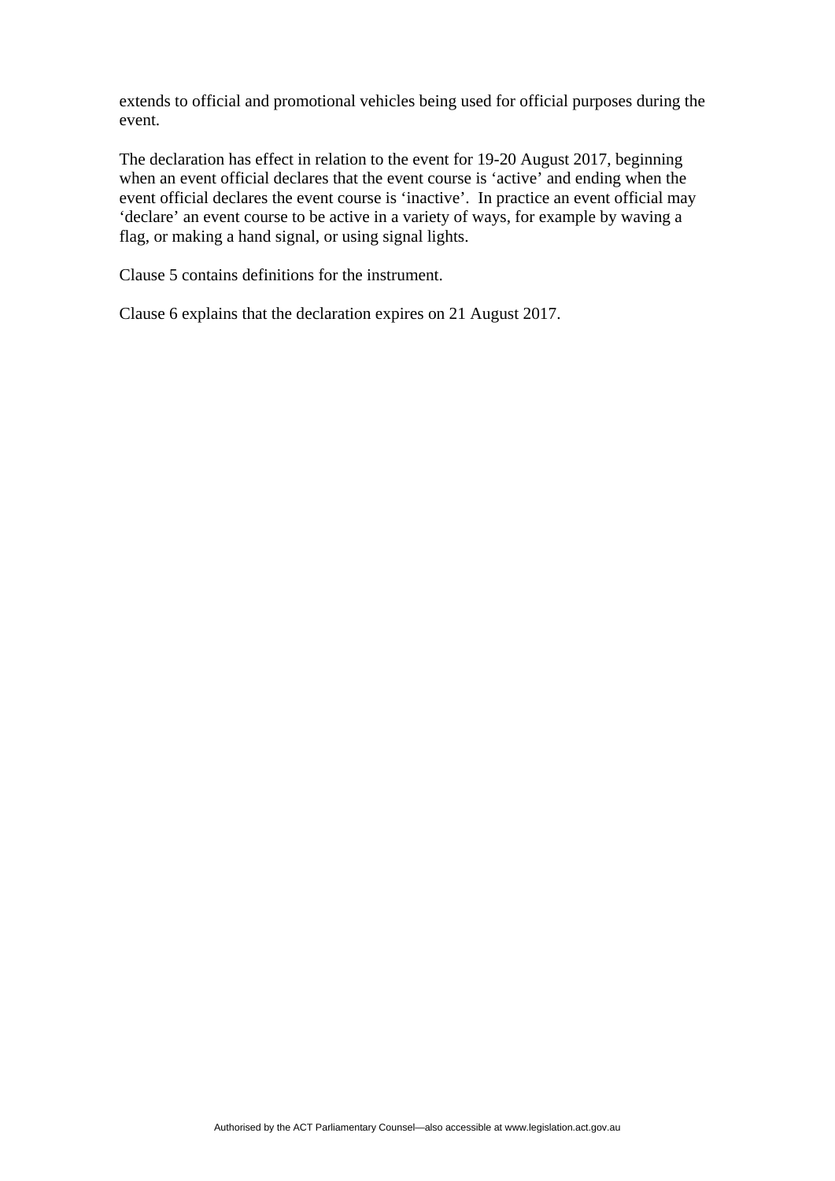extends to official and promotional vehicles being used for official purposes during the event.

The declaration has effect in relation to the event for 19-20 August 2017, beginning when an event official declares that the event course is 'active' and ending when the event official declares the event course is 'inactive'. In practice an event official may 'declare' an event course to be active in a variety of ways, for example by waving a flag, or making a hand signal, or using signal lights.

Clause 5 contains definitions for the instrument.

Clause 6 explains that the declaration expires on 21 August 2017.